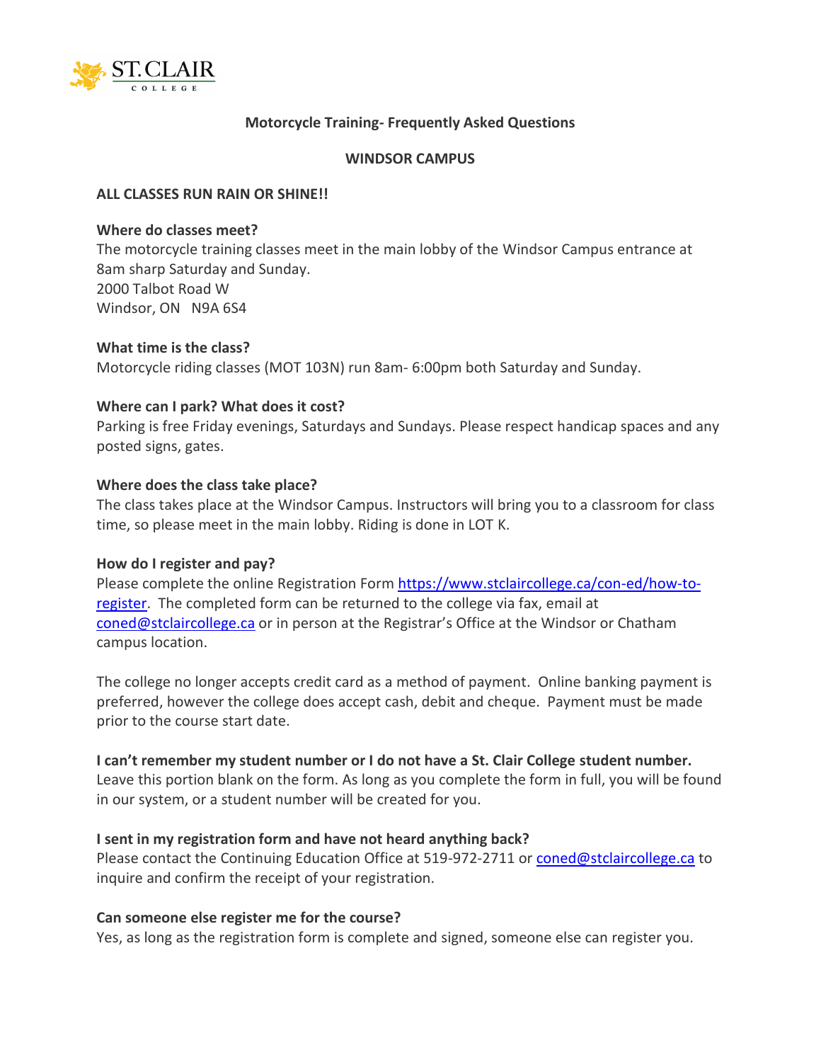# Motorcycle Training- Frequently Asked Questions

## WINDSOR CAMPUS

**ALL CLASSES RUN RAIN OR SHINE!!**

**Where do classes meet?**
The motorcycle training classes meet in the main lobby of the Windsor Campus entrance at 8am sharp Saturday and Sunday.
2000 Talbot Road W
Windsor, ON N9A 6S4

**What time is the class?**
Motorcycle riding classes (MOT 103N) run 8am- 6:00pm both Saturday and Sunday.

**Where can I park? What does it cost?**
Parking is free Friday evenings, Saturdays and Sundays. Please respect handicap spaces and any posted signs, gates.

**Where does the class take place?**
The class takes place at the Windsor Campus. Instructors will bring you to a classroom for class time, so please meet in the main lobby. Riding is done in LOT K.

**How do I register and pay?**
Please complete the online Registration Form [https://www.stclaircollege.ca/con-ed/how-to-register](https://www.stclaircollege.ca/con-ed/how-to-register). The completed form can be returned to the college via fax, email at [coned@stclaircollege.ca](mailto:coned@stclaircollege.ca) or in person at the Registrar's Office at the Windsor or Chatham campus location.

The college no longer accepts credit card as a method of payment. Online banking payment is preferred, however the college does accept cash, debit and cheque. Payment must be made prior to the course start date.

**I can't remember my student number or I do not have a St. Clair College student number.**
Leave this portion blank on the form. As long as you complete the form in full, you will be found in our system, or a student number will be created for you.

**I sent in my registration form and have not heard anything back?**
Please contact the Continuing Education Office at 519-972-2711 or [coned@stclaircollege.ca](mailto:coned@stclaircollege.ca) to inquire and confirm the receipt of your registration.

**Can someone else register me for the course?**
Yes, as long as the registration form is complete and signed, someone else can register you.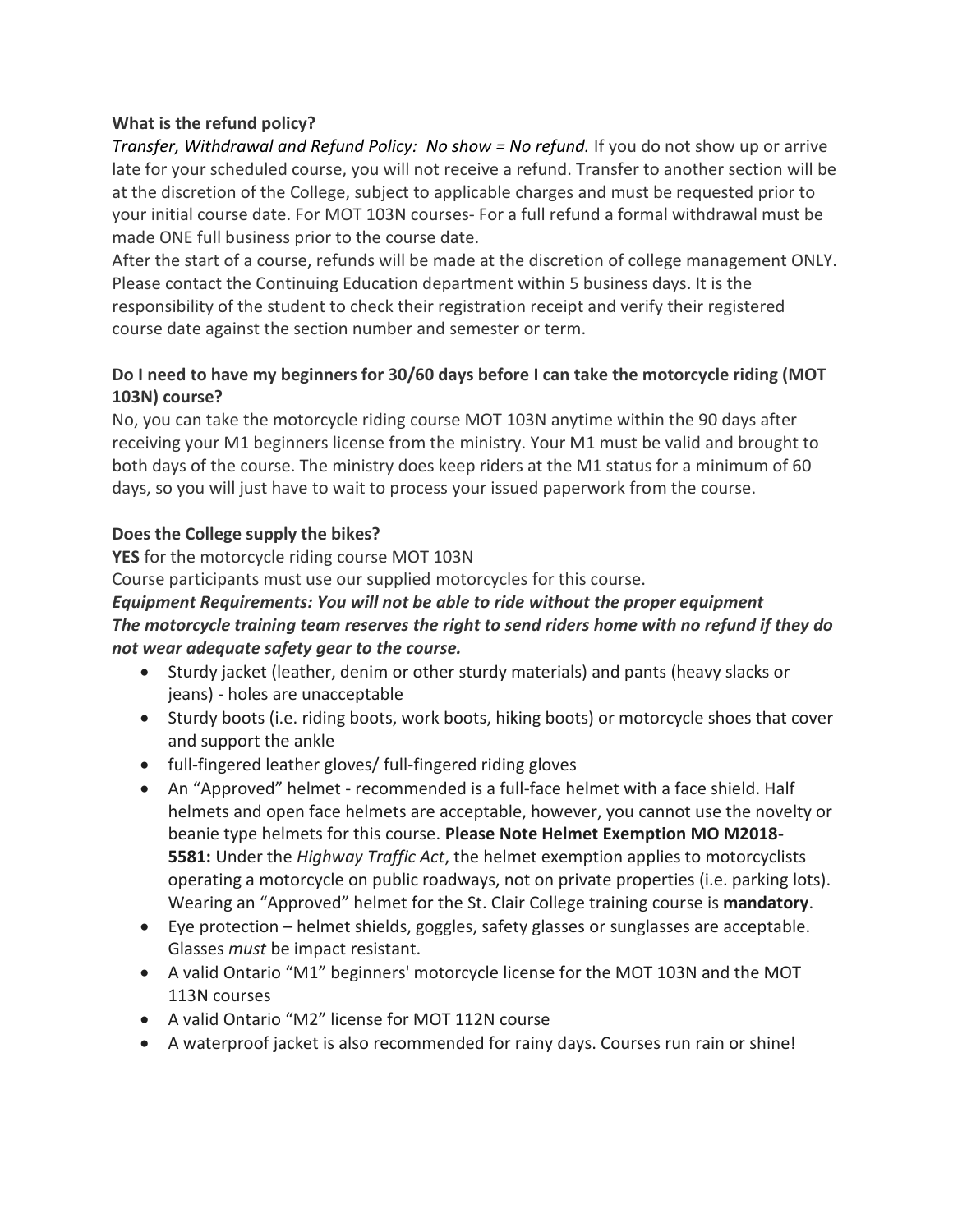**What is the refund policy?**

*Transfer, Withdrawal and Refund Policy: No show = No refund.* If you do not show up or arrive late for your scheduled course, you will not receive a refund. Transfer to another section will be at the discretion of the College, subject to applicable charges and must be requested prior to your initial course date. For MOT 103N courses- For a full refund a formal withdrawal must be made ONE full business prior to the course date.

After the start of a course, refunds will be made at the discretion of college management ONLY. Please contact the Continuing Education department within 5 business days. It is the responsibility of the student to check their registration receipt and verify their registered course date against the section number and semester or term.

**Do I need to have my beginners for 30/60 days before I can take the motorcycle riding (MOT 103N) course?**

No, you can take the motorcycle riding course MOT 103N anytime within the 90 days after receiving your M1 beginners license from the ministry. Your M1 must be valid and brought to both days of the course. The ministry does keep riders at the M1 status for a minimum of 60 days, so you will just have to wait to process your issued paperwork from the course.

**Does the College supply the bikes?**

**YES** for the motorcycle riding course MOT 103N

Course participants must use our supplied motorcycles for this course.

***Equipment Requirements: You will not be able to ride without the proper equipment***
***The motorcycle training team reserves the right to send riders home with no refund if they do not wear adequate safety gear to the course.***

- Sturdy jacket (leather, denim or other sturdy materials) and pants (heavy slacks or jeans) - holes are unacceptable
- Sturdy boots (i.e. riding boots, work boots, hiking boots) or motorcycle shoes that cover and support the ankle
- full-fingered leather gloves/ full-fingered riding gloves
- An "Approved" helmet - recommended is a full-face helmet with a face shield. Half helmets and open face helmets are acceptable, however, you cannot use the novelty or beanie type helmets for this course. **Please Note Helmet Exemption MO M2018-5581:** Under the *Highway Traffic Act*, the helmet exemption applies to motorcyclists operating a motorcycle on public roadways, not on private properties (i.e. parking lots). Wearing an "Approved" helmet for the St. Clair College training course is **mandatory**.
- Eye protection – helmet shields, goggles, safety glasses or sunglasses are acceptable. Glasses *must* be impact resistant.
- A valid Ontario "M1" beginners' motorcycle license for the MOT 103N and the MOT 113N courses
- A valid Ontario "M2" license for MOT 112N course
- A waterproof jacket is also recommended for rainy days. Courses run rain or shine!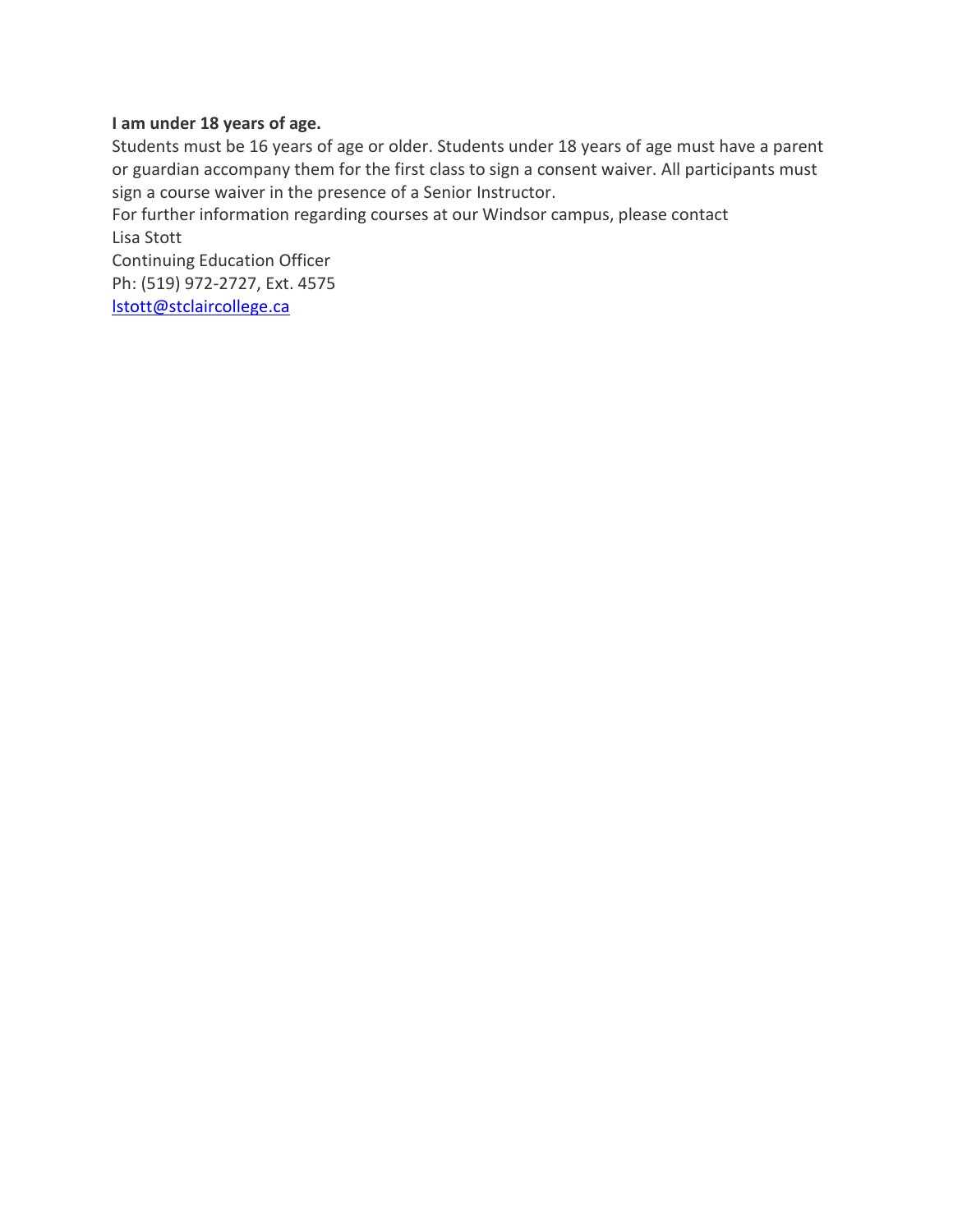**I am under 18 years of age.**

Students must be 16 years of age or older. Students under 18 years of age must have a parent or guardian accompany them for the first class to sign a consent waiver. All participants must sign a course waiver in the presence of a Senior Instructor.

For further information regarding courses at our Windsor campus, please contact
Lisa Stott
Continuing Education Officer
Ph: (519) 972-2727, Ext. 4575
lstott@stclaircollege.ca